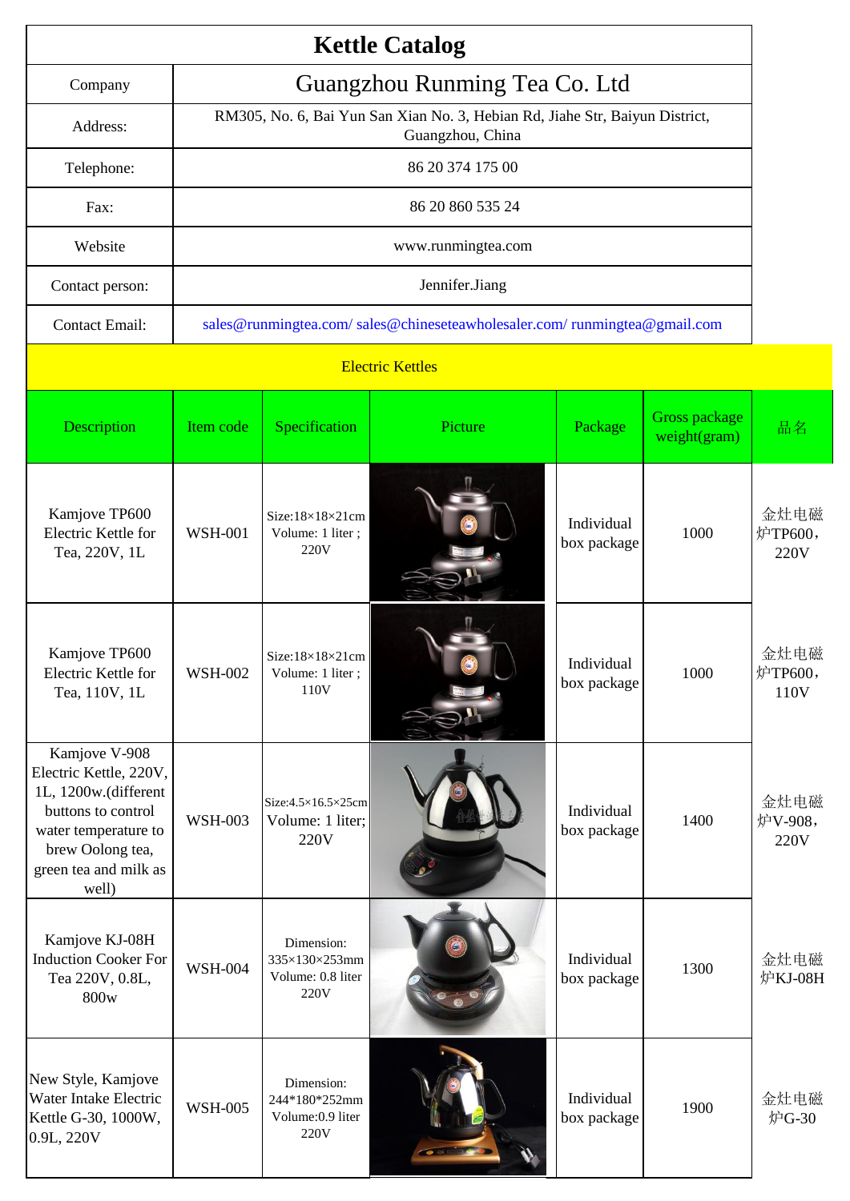# Kettle Catalog

| Company | Guangzhou Runming Tea Co. Ltd |
|---|---|
| Address: | RM305, No. 6, Bai Yun San Xian No. 3, Hebian Rd, Jiahe Str, Baiyun District, Guangzhou, China |
| Telephone: | 86 20 374 175 00 |
| Fax: | 86 20 860 535 24 |
| Website | www.runmingtea.com |
| Contact person: | Jennifer.Jiang |
| Contact Email: | sales@runmingtea.com/ sales@chineseteawholesaler.com/ runmingtea@gmail.com |

## Electric Kettles

| Description | Item code | Specification | Picture | Package | Gross package weight(gram) | 品名 |
|---|---|---|---|---|---|---|
| Kamjove TP600 Electric Kettle for Tea, 220V, 1L | WSH-001 | Size:18×18×21cm Volume: 1 liter ; 220V | | Individual box package | 1000 | 金灶电磁炉TP600，220V |
| Kamjove TP600 Electric Kettle for Tea, 110V, 1L | WSH-002 | Size:18×18×21cm Volume: 1 liter ; 110V | | Individual box package | 1000 | 金灶电磁炉TP600，110V |
| Kamjove V-908 Electric Kettle, 220V, 1L, 1200w.(different buttons to control water temperature to brew Oolong tea, green tea and milk as well) | WSH-003 | Size:4.5×16.5×25cm Volume: 1 liter; 220V | | Individual box package | 1400 | 金灶电磁炉V-908，220V |
| Kamjove KJ-08H Induction Cooker For Tea 220V, 0.8L, 800w | WSH-004 | Dimension: 335×130×253mm Volume: 0.8 liter 220V | | Individual box package | 1300 | 金灶电磁炉KJ-08H |
| New Style, Kamjove Water Intake Electric Kettle G-30, 1000W, 0.9L, 220V | WSH-005 | Dimension: 244*180*252mm Volume:0.9 liter 220V | | Individual box package | 1900 | 金灶电磁炉G-30 |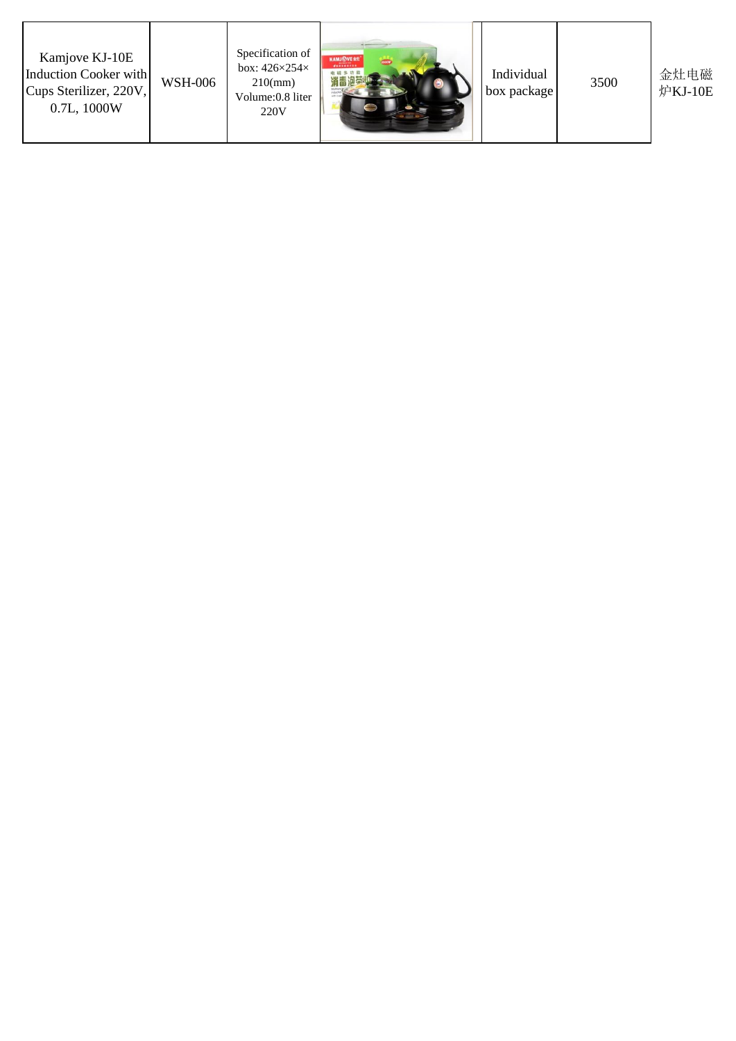| | | | | | | |
|---|---|---|---|---|---|---|
| Kamjove KJ-10E Induction Cooker with Cups Sterilizer, 220V, 0.7L, 1000W | WSH-006 | Specification of box: 426×254×210(mm) Volume:0.8 liter 220V | | Individual box package | 3500 | 金灶电磁炉KJ-10E |